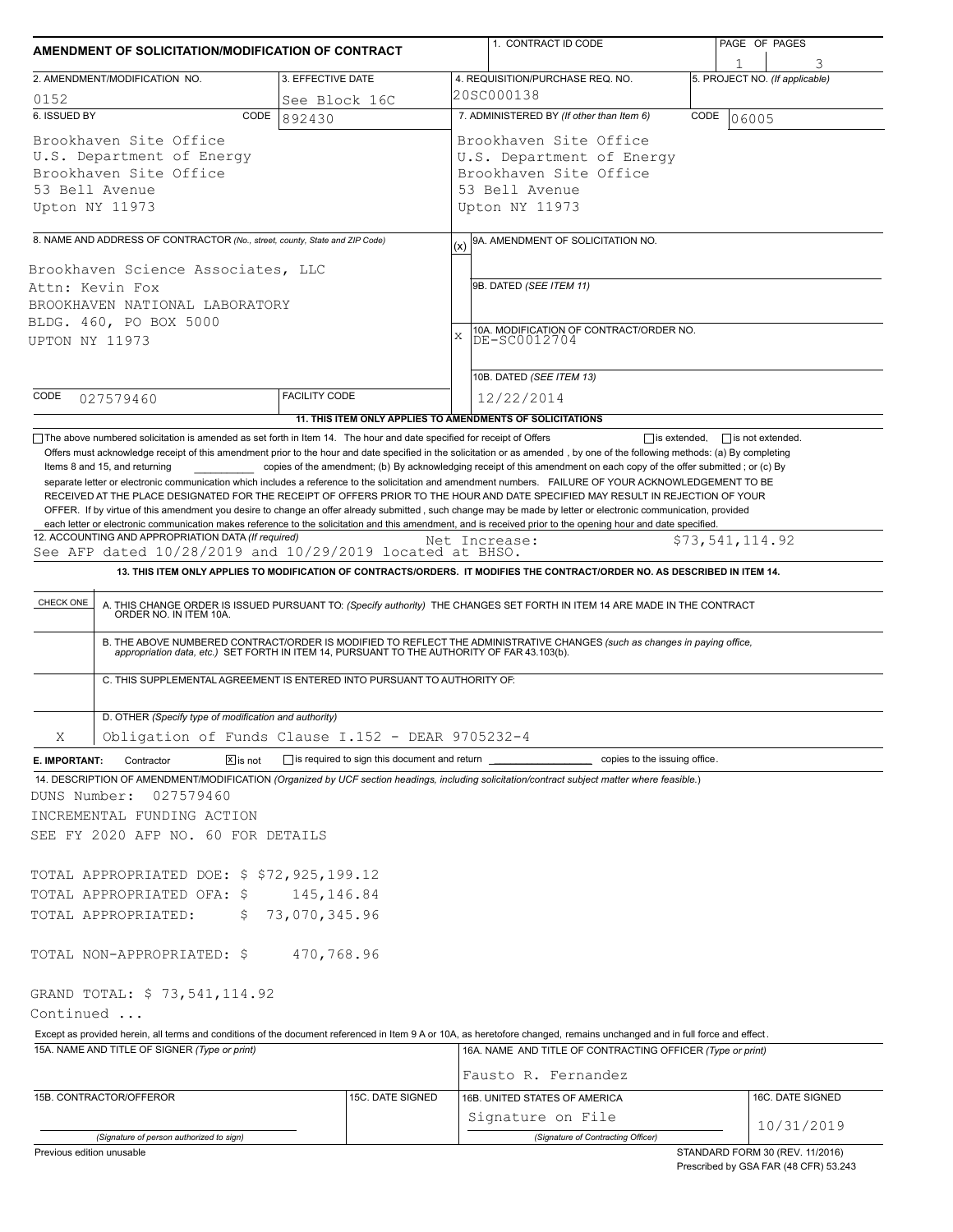# AMENDMENT OF SOLICITATION/MODIFICATION OF CONTRACT

| 1. CONTRACT ID CODE | PAGE OF PAGES |
|---|---|
| | 1 of 3 |

| 2. AMENDMENT/MODIFICATION NO. | 3. EFFECTIVE DATE | 4. REQUISITION/PURCHASE REQ. NO. | 5. PROJECT NO. (If applicable) |
|---|---|---|---|
| 0152 | See Block 16C | 20SC000138 | |

| 6. ISSUED BY CODE 892430 | 7. ADMINISTERED BY (If other than Item 6) CODE 06005 |
|---|---|
| Brookhaven Site Office<br>U.S. Department of Energy<br>Brookhaven Site Office<br>53 Bell Avenue<br>Upton NY 11973 | Brookhaven Site Office<br>U.S. Department of Energy<br>Brookhaven Site Office<br>53 Bell Avenue<br>Upton NY 11973 |

**8. NAME AND ADDRESS OF CONTRACTOR** (No., street, county, State and ZIP Code)

Brookhaven Science Associates, LLC
Attn: Kevin Fox
BROOKHAVEN NATIONAL LABORATORY
BLDG. 460, PO BOX 5000
UPTON NY 11973

CODE 027579460 FACILITY CODE

| (x) | |
|---|---|
| | 9A. AMENDMENT OF SOLICITATION NO. |
| | 9B. DATED (SEE ITEM 11) |
| X | 10A. MODIFICATION OF CONTRACT/ORDER NO. DE-SC0012704 |
| | 10B. DATED (SEE ITEM 13) 12/22/2014 |

**11. THIS ITEM ONLY APPLIES TO AMENDMENTS OF SOLICITATIONS**

☐ The above numbered solicitation is amended as set forth in Item 14. The hour and date specified for receipt of Offers ☐ is extended, ☐ is not extended.

Offers must acknowledge receipt of this amendment prior to the hour and date specified in the solicitation or as amended, by one of the following methods: (a) By completing Items 8 and 15, and returning __________ copies of the amendment; (b) By acknowledging receipt of this amendment on each copy of the offer submitted ; or (c) By separate letter or electronic communication which includes a reference to the solicitation and amendment numbers. FAILURE OF YOUR ACKNOWLEDGEMENT TO BE RECEIVED AT THE PLACE DESIGNATED FOR THE RECEIPT OF OFFERS PRIOR TO THE HOUR AND DATE SPECIFIED MAY RESULT IN REJECTION OF YOUR OFFER. If by virtue of this amendment you desire to change an offer already submitted , such change may be made by letter or electronic communication, provided each letter or electronic communication makes reference to the solicitation and this amendment, and is received prior to the opening hour and date specified.

**12. ACCOUNTING AND APPROPRIATION DATA** (If required)
See AFP dated 10/28/2019 and 10/29/2019 located at BHSO. Net Increase: $73,541,114.92

**13. THIS ITEM ONLY APPLIES TO MODIFICATION OF CONTRACTS/ORDERS. IT MODIFIES THE CONTRACT/ORDER NO. AS DESCRIBED IN ITEM 14.**

| CHECK ONE | |
|---|---|
| | A. THIS CHANGE ORDER IS ISSUED PURSUANT TO: (Specify authority) THE CHANGES SET FORTH IN ITEM 14 ARE MADE IN THE CONTRACT ORDER NO. IN ITEM 10A. |
| | B. THE ABOVE NUMBERED CONTRACT/ORDER IS MODIFIED TO REFLECT THE ADMINISTRATIVE CHANGES (such as changes in paying office, appropriation data, etc.) SET FORTH IN ITEM 14, PURSUANT TO THE AUTHORITY OF FAR 43.103(b). |
| | C. THIS SUPPLEMENTAL AGREEMENT IS ENTERED INTO PURSUANT TO AUTHORITY OF: |
| X | D. OTHER (Specify type of modification and authority)<br>Obligation of Funds Clause I.152 - DEAR 9705232-4 |

**E. IMPORTANT:** Contractor ☒ is not ☐ is required to sign this document and return __________ copies to the issuing office.

**14. DESCRIPTION OF AMENDMENT/MODIFICATION** (Organized by UCF section headings, including solicitation/contract subject matter where feasible.)

DUNS Number: 027579460
INCREMENTAL FUNDING ACTION
SEE FY 2020 AFP NO. 60 FOR DETAILS

TOTAL APPROPRIATED DOE: $ $72,925,199.12
TOTAL APPROPRIATED OFA: $ 145,146.84
TOTAL APPROPRIATED: $ 73,070,345.96

TOTAL NON-APPROPRIATED: $ 470,768.96

GRAND TOTAL: $ 73,541,114.92
Continued ...

Except as provided herein, all terms and conditions of the document referenced in Item 9 A or 10A, as heretofore changed, remains unchanged and in full force and effect.

| 15A. NAME AND TITLE OF SIGNER (Type or print) | | 16A. NAME AND TITLE OF CONTRACTING OFFICER (Type or print) | |
|---|---|---|---|
| | | Fausto R. Fernandez | |
| 15B. CONTRACTOR/OFFEROR | 15C. DATE SIGNED | 16B. UNITED STATES OF AMERICA | 16C. DATE SIGNED |
| (Signature of person authorized to sign) | | Signature on File<br>(Signature of Contracting Officer) | 10/31/2019 |

Previous edition unusable

STANDARD FORM 30 (REV. 11/2016)
Prescribed by GSA FAR (48 CFR) 53.243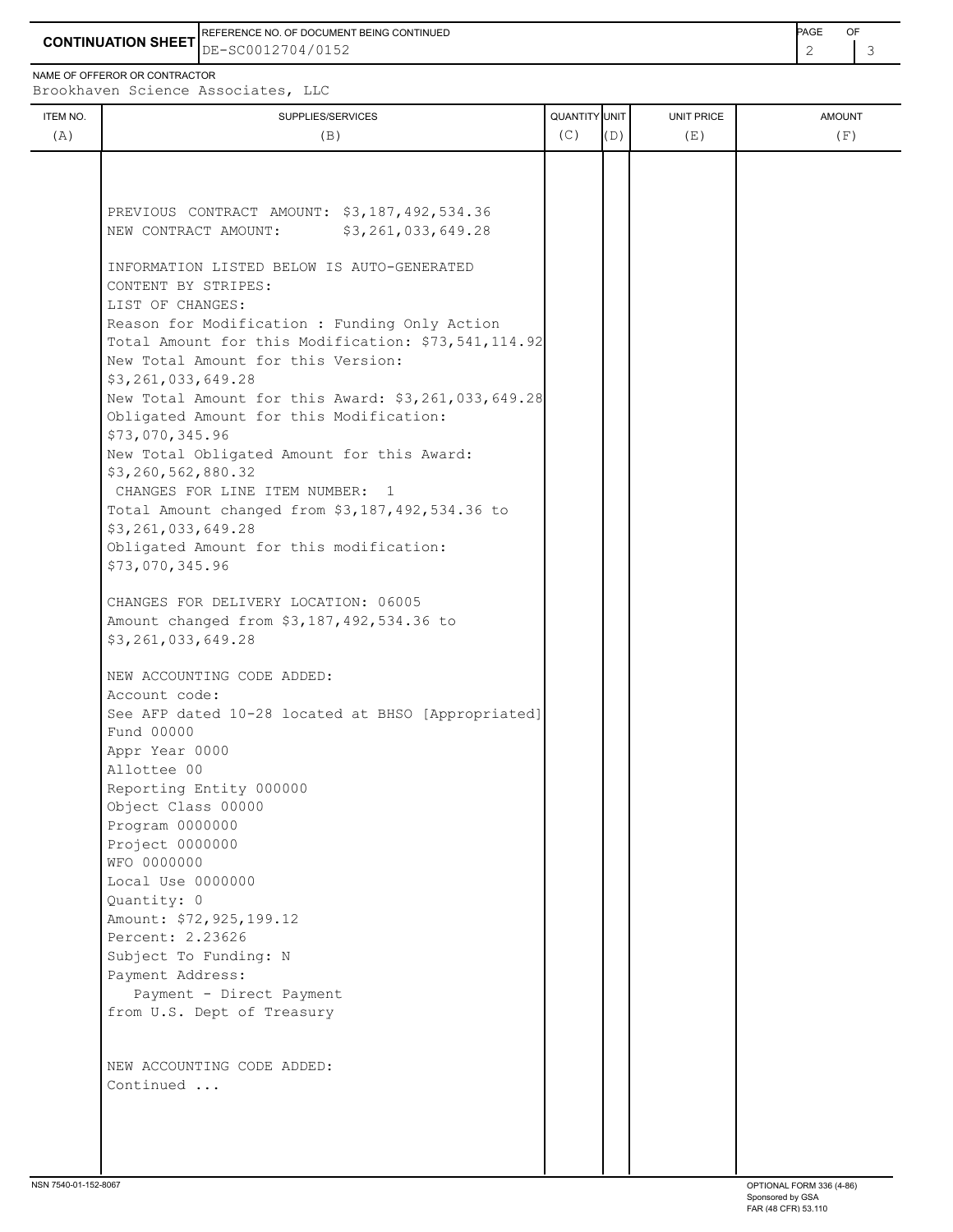**CONTINUATION SHEET**

REFERENCE NO. OF DOCUMENT BEING CONTINUED
DE-SC0012704/0152

NAME OF OFFEROR OR CONTRACTOR
Brookhaven Science Associates, LLC

| ITEM NO. (A) | SUPPLIES/SERVICES (B) | QUANTITY (C) | UNIT (D) | UNIT PRICE (E) | AMOUNT (F) |
|---|---|---|---|---|---|
| | PREVIOUS CONTRACT AMOUNT: $3,187,492,534.36<br>NEW CONTRACT AMOUNT: $3,261,033,649.28<br><br>INFORMATION LISTED BELOW IS AUTO-GENERATED CONTENT BY STRIPES:<br>LIST OF CHANGES:<br>Reason for Modification : Funding Only Action<br>Total Amount for this Modification: $73,541,114.92<br>New Total Amount for this Version: $3,261,033,649.28<br>New Total Amount for this Award: $3,261,033,649.28<br>Obligated Amount for this Modification: $73,070,345.96<br>New Total Obligated Amount for this Award: $3,260,562,880.32<br>CHANGES FOR LINE ITEM NUMBER: 1<br>Total Amount changed from $3,187,492,534.36 to $3,261,033,649.28<br>Obligated Amount for this modification: $73,070,345.96<br><br>CHANGES FOR DELIVERY LOCATION: 06005<br>Amount changed from $3,187,492,534.36 to $3,261,033,649.28<br><br>NEW ACCOUNTING CODE ADDED:<br>Account code:<br>See AFP dated 10-28 located at BHSO [Appropriated]<br>Fund 00000<br>Appr Year 0000<br>Allottee 00<br>Reporting Entity 000000<br>Object Class 00000<br>Program 0000000<br>Project 0000000<br>WFO 0000000<br>Local Use 0000000<br>Quantity: 0<br>Amount: $72,925,199.12<br>Percent: 2.23626<br>Subject To Funding: N<br>Payment Address:<br>Payment - Direct Payment from U.S. Dept of Treasury<br><br>NEW ACCOUNTING CODE ADDED:<br>Continued ... | | | | |

NSN 7540-01-152-8067

OPTIONAL FORM 336 (4-86)
Sponsored by GSA
FAR (48 CFR) 53.110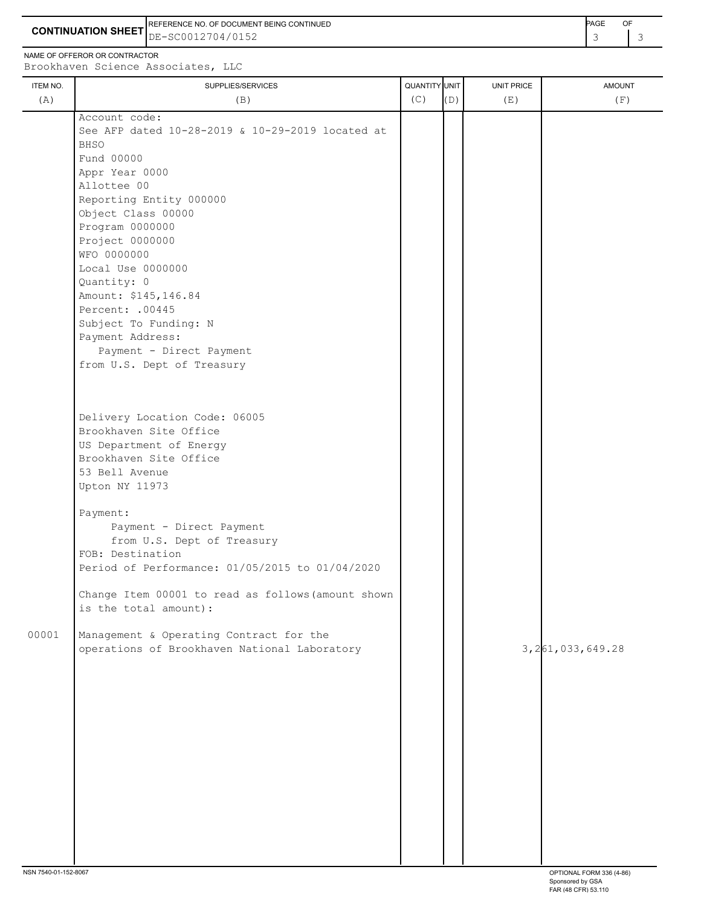**CONTINUATION SHEET**

REFERENCE NO. OF DOCUMENT BEING CONTINUED
DE-SC0012704/0152

NAME OF OFFEROR OR CONTRACTOR
Brookhaven Science Associates, LLC

| ITEM NO. (A) | SUPPLIES/SERVICES (B) | QUANTITY (C) | UNIT (D) | UNIT PRICE (E) | AMOUNT (F) |
|---|---|---|---|---|---|
| | Account code:<br>See AFP dated 10-28-2019 & 10-29-2019 located at BHSO<br>Fund 00000<br>Appr Year 0000<br>Allottee 00<br>Reporting Entity 000000<br>Object Class 00000<br>Program 0000000<br>Project 0000000<br>WFO 0000000<br>Local Use 0000000<br>Quantity: 0<br>Amount: $145,146.84<br>Percent: .00445<br>Subject To Funding: N<br>Payment Address:<br>Payment - Direct Payment<br>from U.S. Dept of Treasury<br><br>Delivery Location Code: 06005<br>Brookhaven Site Office<br>US Department of Energy<br>Brookhaven Site Office<br>53 Bell Avenue<br>Upton NY 11973<br><br>Payment:<br>Payment - Direct Payment<br>from U.S. Dept of Treasury<br>FOB: Destination<br>Period of Performance: 01/05/2015 to 01/04/2020<br><br>Change Item 00001 to read as follows(amount shown is the total amount): | | | | |
| 00001 | Management & Operating Contract for the operations of Brookhaven National Laboratory | | | | 3,261,033,649.28 |

NSN 7540-01-152-8067

OPTIONAL FORM 336 (4-86)
Sponsored by GSA
FAR (48 CFR) 53.110